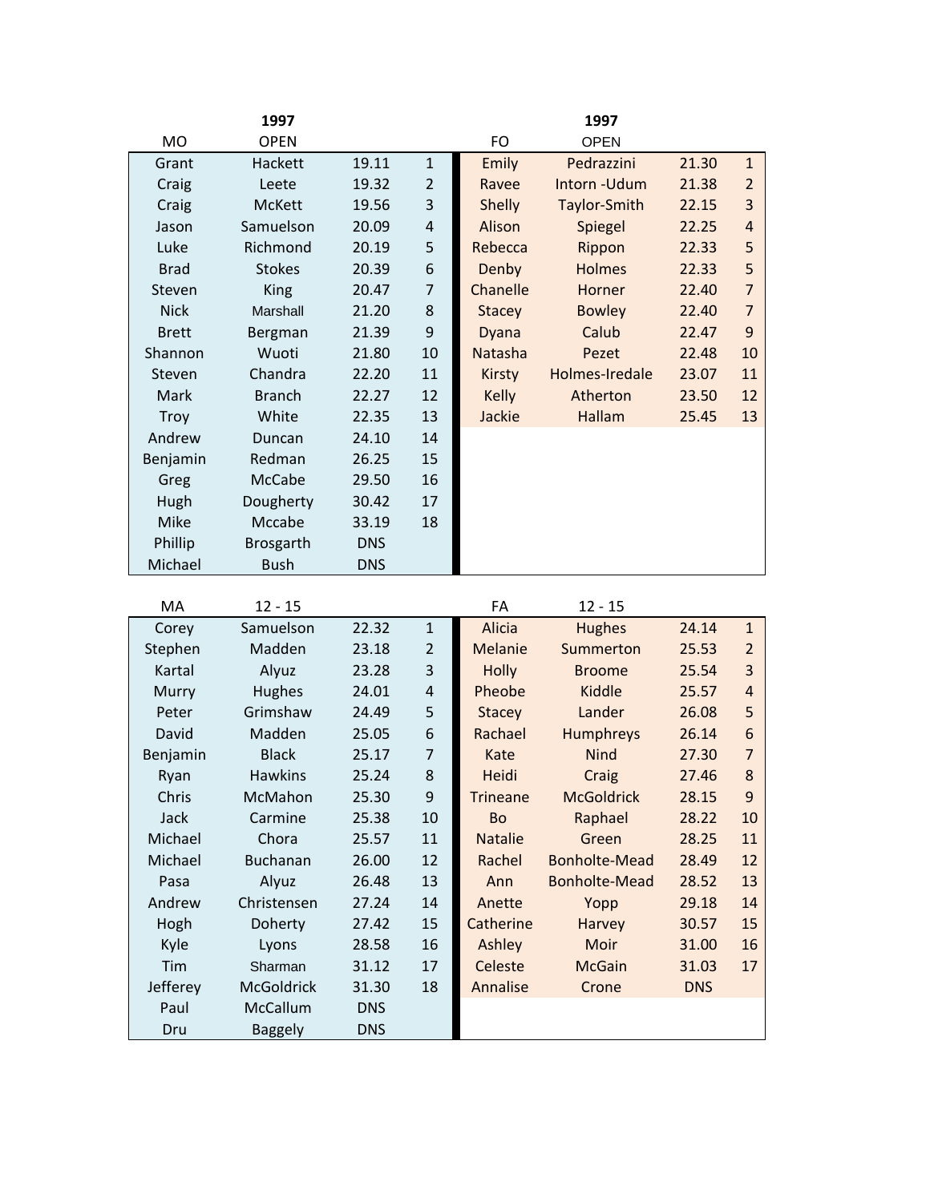| MO | 1997 OPEN | | |
|---|---|---|---|
| Grant | Hackett | 19.11 | 1 |
| Craig | Leete | 19.32 | 2 |
| Craig | McKett | 19.56 | 3 |
| Jason | Samuelson | 20.09 | 4 |
| Luke | Richmond | 20.19 | 5 |
| Brad | Stokes | 20.39 | 6 |
| Steven | King | 20.47 | 7 |
| Nick | Marshall | 21.20 | 8 |
| Brett | Bergman | 21.39 | 9 |
| Shannon | Wuoti | 21.80 | 10 |
| Steven | Chandra | 22.20 | 11 |
| Mark | Branch | 22.27 | 12 |
| Troy | White | 22.35 | 13 |
| Andrew | Duncan | 24.10 | 14 |
| Benjamin | Redman | 26.25 | 15 |
| Greg | McCabe | 29.50 | 16 |
| Hugh | Dougherty | 30.42 | 17 |
| Mike | Mccabe | 33.19 | 18 |
| Phillip | Brosgarth | DNS | |
| Michael | Bush | DNS | |

| FO | 1997 OPEN | | |
|---|---|---|---|
| Emily | Pedrazzini | 21.30 | 1 |
| Ravee | Intorn -Udum | 21.38 | 2 |
| Shelly | Taylor-Smith | 22.15 | 3 |
| Alison | Spiegel | 22.25 | 4 |
| Rebecca | Rippon | 22.33 | 5 |
| Denby | Holmes | 22.33 | 5 |
| Chanelle | Horner | 22.40 | 7 |
| Stacey | Bowley | 22.40 | 7 |
| Dyana | Calub | 22.47 | 9 |
| Natasha | Pezet | 22.48 | 10 |
| Kirsty | Holmes-Iredale | 23.07 | 11 |
| Kelly | Atherton | 23.50 | 12 |
| Jackie | Hallam | 25.45 | 13 |

| MA | 12 - 15 | | |
|---|---|---|---|
| Corey | Samuelson | 22.32 | 1 |
| Stephen | Madden | 23.18 | 2 |
| Kartal | Alyuz | 23.28 | 3 |
| Murry | Hughes | 24.01 | 4 |
| Peter | Grimshaw | 24.49 | 5 |
| David | Madden | 25.05 | 6 |
| Benjamin | Black | 25.17 | 7 |
| Ryan | Hawkins | 25.24 | 8 |
| Chris | McMahon | 25.30 | 9 |
| Jack | Carmine | 25.38 | 10 |
| Michael | Chora | 25.57 | 11 |
| Michael | Buchanan | 26.00 | 12 |
| Pasa | Alyuz | 26.48 | 13 |
| Andrew | Christensen | 27.24 | 14 |
| Hogh | Doherty | 27.42 | 15 |
| Kyle | Lyons | 28.58 | 16 |
| Tim | Sharman | 31.12 | 17 |
| Jefferey | McGoldrick | 31.30 | 18 |
| Paul | McCallum | DNS | |
| Dru | Baggely | DNS | |

| FA | 12 - 15 | | |
|---|---|---|---|
| Alicia | Hughes | 24.14 | 1 |
| Melanie | Summerton | 25.53 | 2 |
| Holly | Broome | 25.54 | 3 |
| Pheobe | Kiddle | 25.57 | 4 |
| Stacey | Lander | 26.08 | 5 |
| Rachael | Humphreys | 26.14 | 6 |
| Kate | Nind | 27.30 | 7 |
| Heidi | Craig | 27.46 | 8 |
| Trineane | McGoldrick | 28.15 | 9 |
| Bo | Raphael | 28.22 | 10 |
| Natalie | Green | 28.25 | 11 |
| Rachel | Bonholte-Mead | 28.49 | 12 |
| Ann | Bonholte-Mead | 28.52 | 13 |
| Anette | Yopp | 29.18 | 14 |
| Catherine | Harvey | 30.57 | 15 |
| Ashley | Moir | 31.00 | 16 |
| Celeste | McGain | 31.03 | 17 |
| Annalise | Crone | DNS | |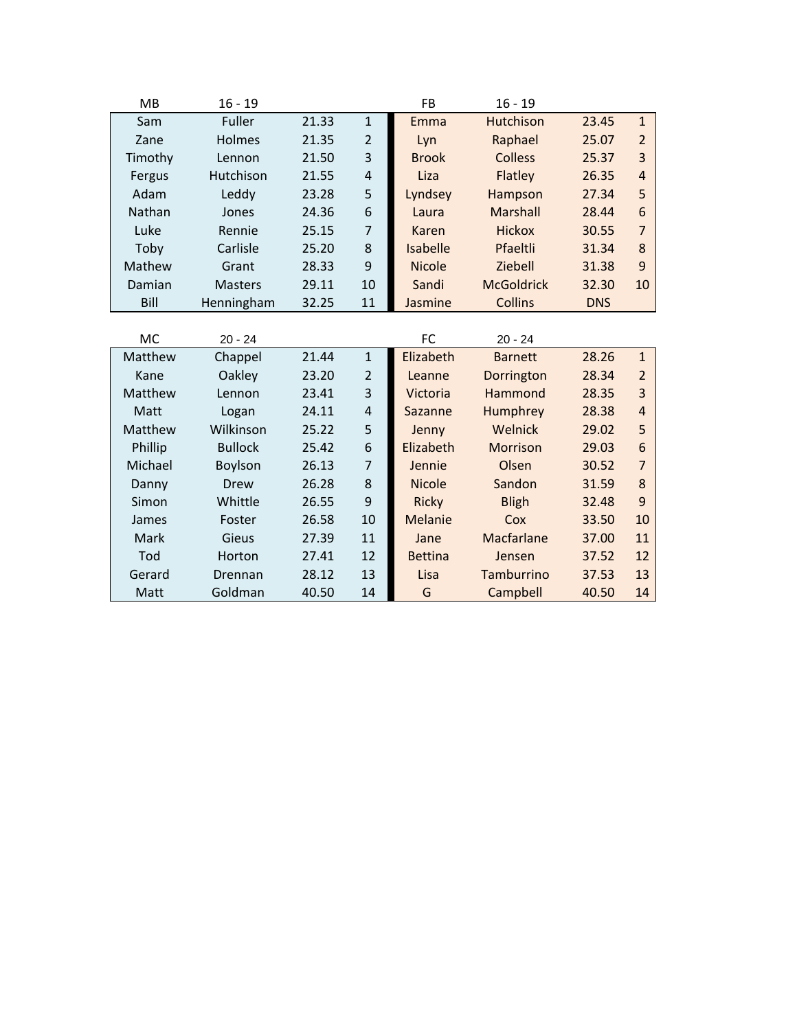| MB | 16 - 19 | | |
|---|---|---|---|
| Sam | Fuller | 21.33 | 1 |
| Zane | Holmes | 21.35 | 2 |
| Timothy | Lennon | 21.50 | 3 |
| Fergus | Hutchison | 21.55 | 4 |
| Adam | Leddy | 23.28 | 5 |
| Nathan | Jones | 24.36 | 6 |
| Luke | Rennie | 25.15 | 7 |
| Toby | Carlisle | 25.20 | 8 |
| Mathew | Grant | 28.33 | 9 |
| Damian | Masters | 29.11 | 10 |
| Bill | Henningham | 32.25 | 11 |

| FB | 16 - 19 | | |
|---|---|---|---|
| Emma | Hutchison | 23.45 | 1 |
| Lyn | Raphael | 25.07 | 2 |
| Brook | Colless | 25.37 | 3 |
| Liza | Flatley | 26.35 | 4 |
| Lyndsey | Hampson | 27.34 | 5 |
| Laura | Marshall | 28.44 | 6 |
| Karen | Hickox | 30.55 | 7 |
| Isabelle | Pfaeltli | 31.34 | 8 |
| Nicole | Ziebell | 31.38 | 9 |
| Sandi | McGoldrick | 32.30 | 10 |
| Jasmine | Collins | DNS | |

| MC | 20 - 24 | | |
|---|---|---|---|
| Matthew | Chappel | 21.44 | 1 |
| Kane | Oakley | 23.20 | 2 |
| Matthew | Lennon | 23.41 | 3 |
| Matt | Logan | 24.11 | 4 |
| Matthew | Wilkinson | 25.22 | 5 |
| Phillip | Bullock | 25.42 | 6 |
| Michael | Boylson | 26.13 | 7 |
| Danny | Drew | 26.28 | 8 |
| Simon | Whittle | 26.55 | 9 |
| James | Foster | 26.58 | 10 |
| Mark | Gieus | 27.39 | 11 |
| Tod | Horton | 27.41 | 12 |
| Gerard | Drennan | 28.12 | 13 |
| Matt | Goldman | 40.50 | 14 |

| FC | 20 - 24 | | |
|---|---|---|---|
| Elizabeth | Barnett | 28.26 | 1 |
| Leanne | Dorrington | 28.34 | 2 |
| Victoria | Hammond | 28.35 | 3 |
| Sazanne | Humphrey | 28.38 | 4 |
| Jenny | Welnick | 29.02 | 5 |
| Elizabeth | Morrison | 29.03 | 6 |
| Jennie | Olsen | 30.52 | 7 |
| Nicole | Sandon | 31.59 | 8 |
| Ricky | Bligh | 32.48 | 9 |
| Melanie | Cox | 33.50 | 10 |
| Jane | Macfarlane | 37.00 | 11 |
| Bettina | Jensen | 37.52 | 12 |
| Lisa | Tamburrino | 37.53 | 13 |
| G | Campbell | 40.50 | 14 |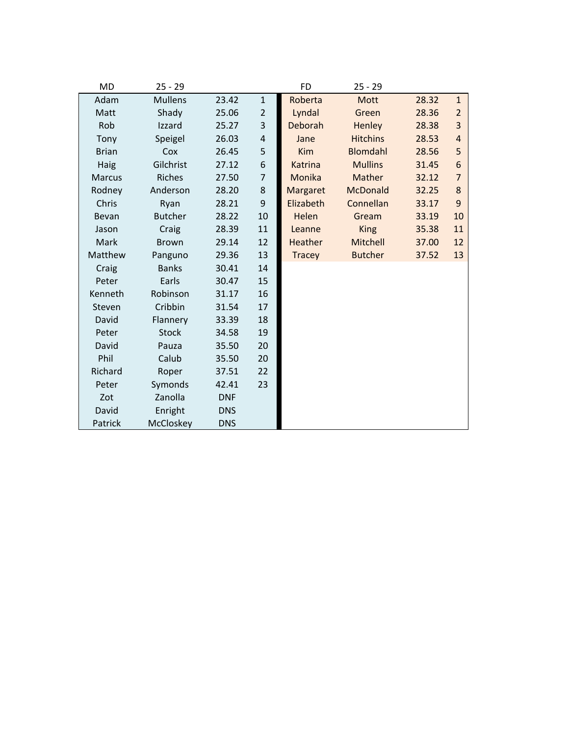| MD | 25 - 29 | | |
|---|---|---|---|
| Adam | Mullens | 23.42 | 1 |
| Matt | Shady | 25.06 | 2 |
| Rob | Izzard | 25.27 | 3 |
| Tony | Speigel | 26.03 | 4 |
| Brian | Cox | 26.45 | 5 |
| Haig | Gilchrist | 27.12 | 6 |
| Marcus | Riches | 27.50 | 7 |
| Rodney | Anderson | 28.20 | 8 |
| Chris | Ryan | 28.21 | 9 |
| Bevan | Butcher | 28.22 | 10 |
| Jason | Craig | 28.39 | 11 |
| Mark | Brown | 29.14 | 12 |
| Matthew | Panguno | 29.36 | 13 |
| Craig | Banks | 30.41 | 14 |
| Peter | Earls | 30.47 | 15 |
| Kenneth | Robinson | 31.17 | 16 |
| Steven | Cribbin | 31.54 | 17 |
| David | Flannery | 33.39 | 18 |
| Peter | Stock | 34.58 | 19 |
| David | Pauza | 35.50 | 20 |
| Phil | Calub | 35.50 | 20 |
| Richard | Roper | 37.51 | 22 |
| Peter | Symonds | 42.41 | 23 |
| Zot | Zanolla | DNF | |
| David | Enright | DNS | |
| Patrick | McCloskey | DNS | |

| FD | 25 - 29 | | |
|---|---|---|---|
| Roberta | Mott | 28.32 | 1 |
| Lyndal | Green | 28.36 | 2 |
| Deborah | Henley | 28.38 | 3 |
| Jane | Hitchins | 28.53 | 4 |
| Kim | Blomdahl | 28.56 | 5 |
| Katrina | Mullins | 31.45 | 6 |
| Monika | Mather | 32.12 | 7 |
| Margaret | McDonald | 32.25 | 8 |
| Elizabeth | Connellan | 33.17 | 9 |
| Helen | Gream | 33.19 | 10 |
| Leanne | King | 35.38 | 11 |
| Heather | Mitchell | 37.00 | 12 |
| Tracey | Butcher | 37.52 | 13 |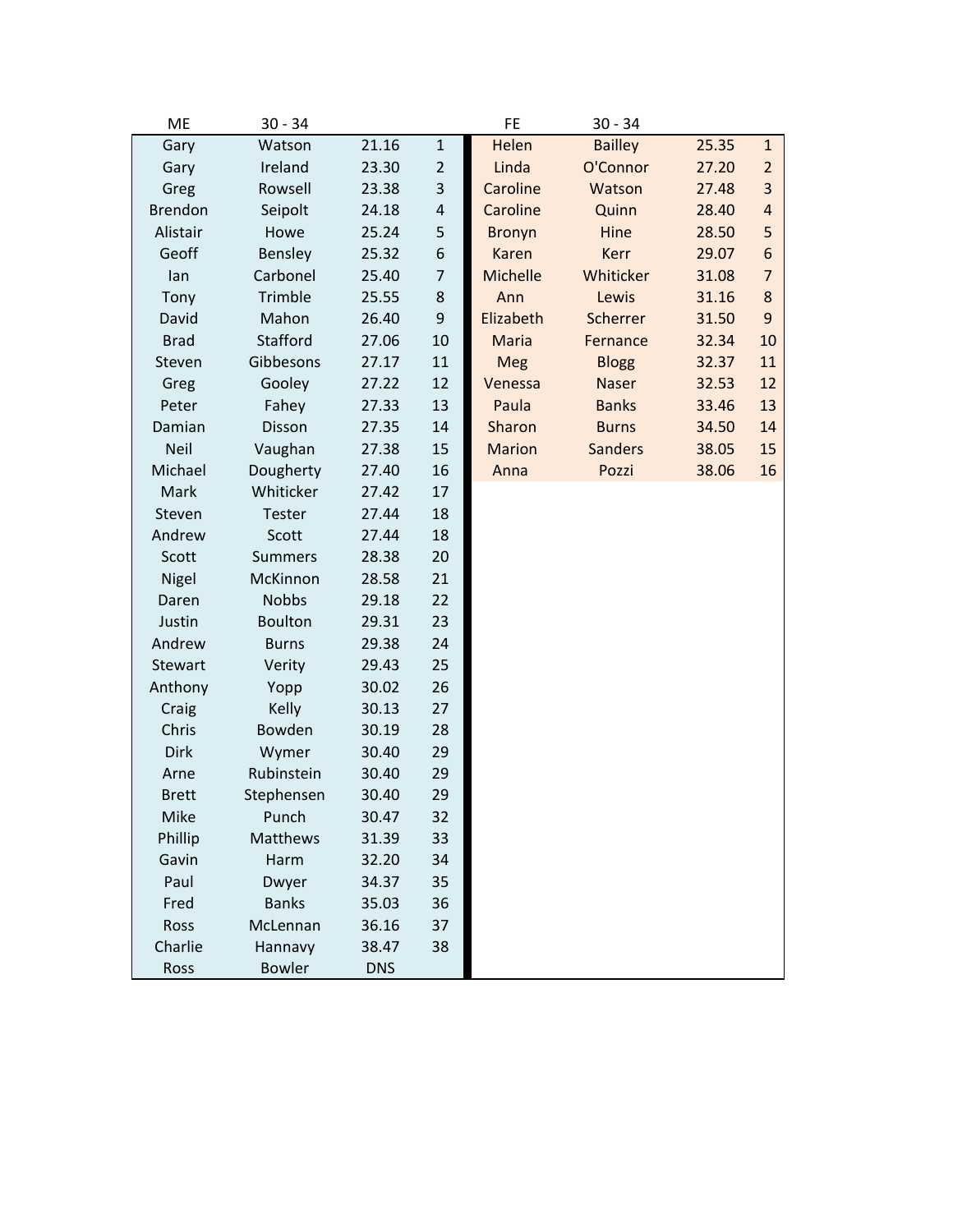| ME | 30 - 34 | | | FE | 30 - 34 | | |
|---|---|---|---|---|---|---|---|
| Gary | Watson | 21.16 | 1 | Helen | Bailley | 25.35 | 1 |
| Gary | Ireland | 23.30 | 2 | Linda | O'Connor | 27.20 | 2 |
| Greg | Rowsell | 23.38 | 3 | Caroline | Watson | 27.48 | 3 |
| Brendon | Seipolt | 24.18 | 4 | Caroline | Quinn | 28.40 | 4 |
| Alistair | Howe | 25.24 | 5 | Bronyn | Hine | 28.50 | 5 |
| Geoff | Bensley | 25.32 | 6 | Karen | Kerr | 29.07 | 6 |
| Ian | Carbonel | 25.40 | 7 | Michelle | Whiticker | 31.08 | 7 |
| Tony | Trimble | 25.55 | 8 | Ann | Lewis | 31.16 | 8 |
| David | Mahon | 26.40 | 9 | Elizabeth | Scherrer | 31.50 | 9 |
| Brad | Stafford | 27.06 | 10 | Maria | Fernance | 32.34 | 10 |
| Steven | Gibbesons | 27.17 | 11 | Meg | Blogg | 32.37 | 11 |
| Greg | Gooley | 27.22 | 12 | Venessa | Naser | 32.53 | 12 |
| Peter | Fahey | 27.33 | 13 | Paula | Banks | 33.46 | 13 |
| Damian | Disson | 27.35 | 14 | Sharon | Burns | 34.50 | 14 |
| Neil | Vaughan | 27.38 | 15 | Marion | Sanders | 38.05 | 15 |
| Michael | Dougherty | 27.40 | 16 | Anna | Pozzi | 38.06 | 16 |
| Mark | Whiticker | 27.42 | 17 | | | | |
| Steven | Tester | 27.44 | 18 | | | | |
| Andrew | Scott | 27.44 | 18 | | | | |
| Scott | Summers | 28.38 | 20 | | | | |
| Nigel | McKinnon | 28.58 | 21 | | | | |
| Daren | Nobbs | 29.18 | 22 | | | | |
| Justin | Boulton | 29.31 | 23 | | | | |
| Andrew | Burns | 29.38 | 24 | | | | |
| Stewart | Verity | 29.43 | 25 | | | | |
| Anthony | Yopp | 30.02 | 26 | | | | |
| Craig | Kelly | 30.13 | 27 | | | | |
| Chris | Bowden | 30.19 | 28 | | | | |
| Dirk | Wymer | 30.40 | 29 | | | | |
| Arne | Rubinstein | 30.40 | 29 | | | | |
| Brett | Stephensen | 30.40 | 29 | | | | |
| Mike | Punch | 30.47 | 32 | | | | |
| Phillip | Matthews | 31.39 | 33 | | | | |
| Gavin | Harm | 32.20 | 34 | | | | |
| Paul | Dwyer | 34.37 | 35 | | | | |
| Fred | Banks | 35.03 | 36 | | | | |
| Ross | McLennan | 36.16 | 37 | | | | |
| Charlie | Hannavy | 38.47 | 38 | | | | |
| Ross | Bowler | DNS | | | | | |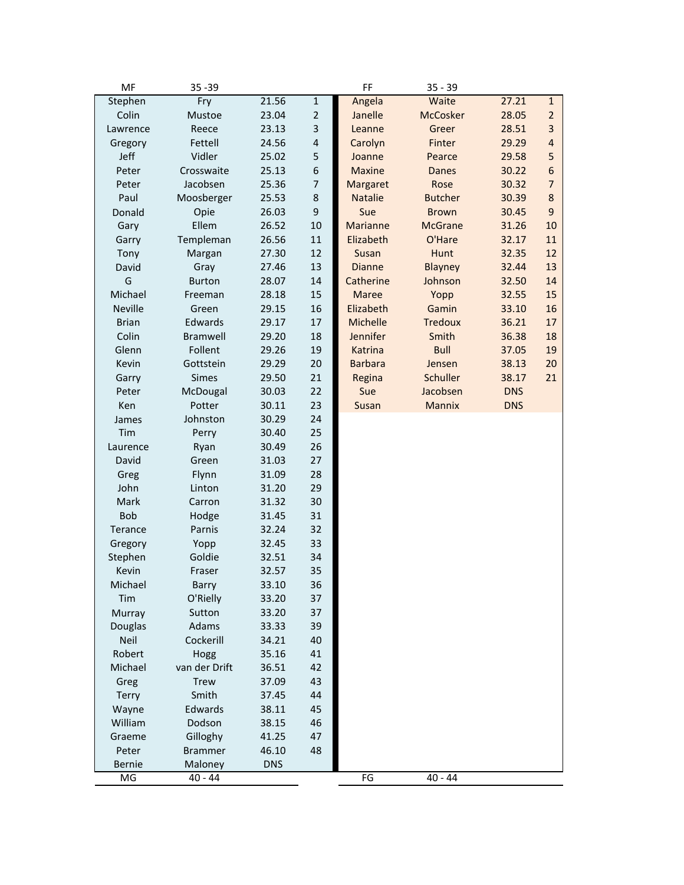| MF | 35 -39 | | |
|---|---|---|---|
| Stephen | Fry | 21.56 | 1 |
| Colin | Mustoe | 23.04 | 2 |
| Lawrence | Reece | 23.13 | 3 |
| Gregory | Fettell | 24.56 | 4 |
| Jeff | Vidler | 25.02 | 5 |
| Peter | Crosswaite | 25.13 | 6 |
| Peter | Jacobsen | 25.36 | 7 |
| Paul | Moosberger | 25.53 | 8 |
| Donald | Opie | 26.03 | 9 |
| Gary | Ellem | 26.52 | 10 |
| Garry | Templeman | 26.56 | 11 |
| Tony | Margan | 27.30 | 12 |
| David | Gray | 27.46 | 13 |
| G | Burton | 28.07 | 14 |
| Michael | Freeman | 28.18 | 15 |
| Neville | Green | 29.15 | 16 |
| Brian | Edwards | 29.17 | 17 |
| Colin | Bramwell | 29.20 | 18 |
| Glenn | Follent | 29.26 | 19 |
| Kevin | Gottstein | 29.29 | 20 |
| Garry | Simes | 29.50 | 21 |
| Peter | McDougal | 30.03 | 22 |
| Ken | Potter | 30.11 | 23 |
| James | Johnston | 30.29 | 24 |
| Tim | Perry | 30.40 | 25 |
| Laurence | Ryan | 30.49 | 26 |
| David | Green | 31.03 | 27 |
| Greg | Flynn | 31.09 | 28 |
| John | Linton | 31.20 | 29 |
| Mark | Carron | 31.32 | 30 |
| Bob | Hodge | 31.45 | 31 |
| Terance | Parnis | 32.24 | 32 |
| Gregory | Yopp | 32.45 | 33 |
| Stephen | Goldie | 32.51 | 34 |
| Kevin | Fraser | 32.57 | 35 |
| Michael | Barry | 33.10 | 36 |
| Tim | O'Rielly | 33.20 | 37 |
| Murray | Sutton | 33.20 | 37 |
| Douglas | Adams | 33.33 | 39 |
| Neil | Cockerill | 34.21 | 40 |
| Robert | Hogg | 35.16 | 41 |
| Michael | van der Drift | 36.51 | 42 |
| Greg | Trew | 37.09 | 43 |
| Terry | Smith | 37.45 | 44 |
| Wayne | Edwards | 38.11 | 45 |
| William | Dodson | 38.15 | 46 |
| Graeme | Gilloghy | 41.25 | 47 |
| Peter | Brammer | 46.10 | 48 |
| Bernie | Maloney | DNS | |

| FF | 35 - 39 | | |
|---|---|---|---|
| Angela | Waite | 27.21 | 1 |
| Janelle | McCosker | 28.05 | 2 |
| Leanne | Greer | 28.51 | 3 |
| Carolyn | Finter | 29.29 | 4 |
| Joanne | Pearce | 29.58 | 5 |
| Maxine | Danes | 30.22 | 6 |
| Margaret | Rose | 30.32 | 7 |
| Natalie | Butcher | 30.39 | 8 |
| Sue | Brown | 30.45 | 9 |
| Marianne | McGrane | 31.26 | 10 |
| Elizabeth | O'Hare | 32.17 | 11 |
| Susan | Hunt | 32.35 | 12 |
| Dianne | Blayney | 32.44 | 13 |
| Catherine | Johnson | 32.50 | 14 |
| Maree | Yopp | 32.55 | 15 |
| Elizabeth | Gamin | 33.10 | 16 |
| Michelle | Tredoux | 36.21 | 17 |
| Jennifer | Smith | 36.38 | 18 |
| Katrina | Bull | 37.05 | 19 |
| Barbara | Jensen | 38.13 | 20 |
| Regina | Schuller | 38.17 | 21 |
| Sue | Jacobsen | DNS | |
| Susan | Mannix | DNS | |

| MG | 40 - 44 | | |
|---|---|---|---|

| FG | 40 - 44 | | |
|---|---|---|---|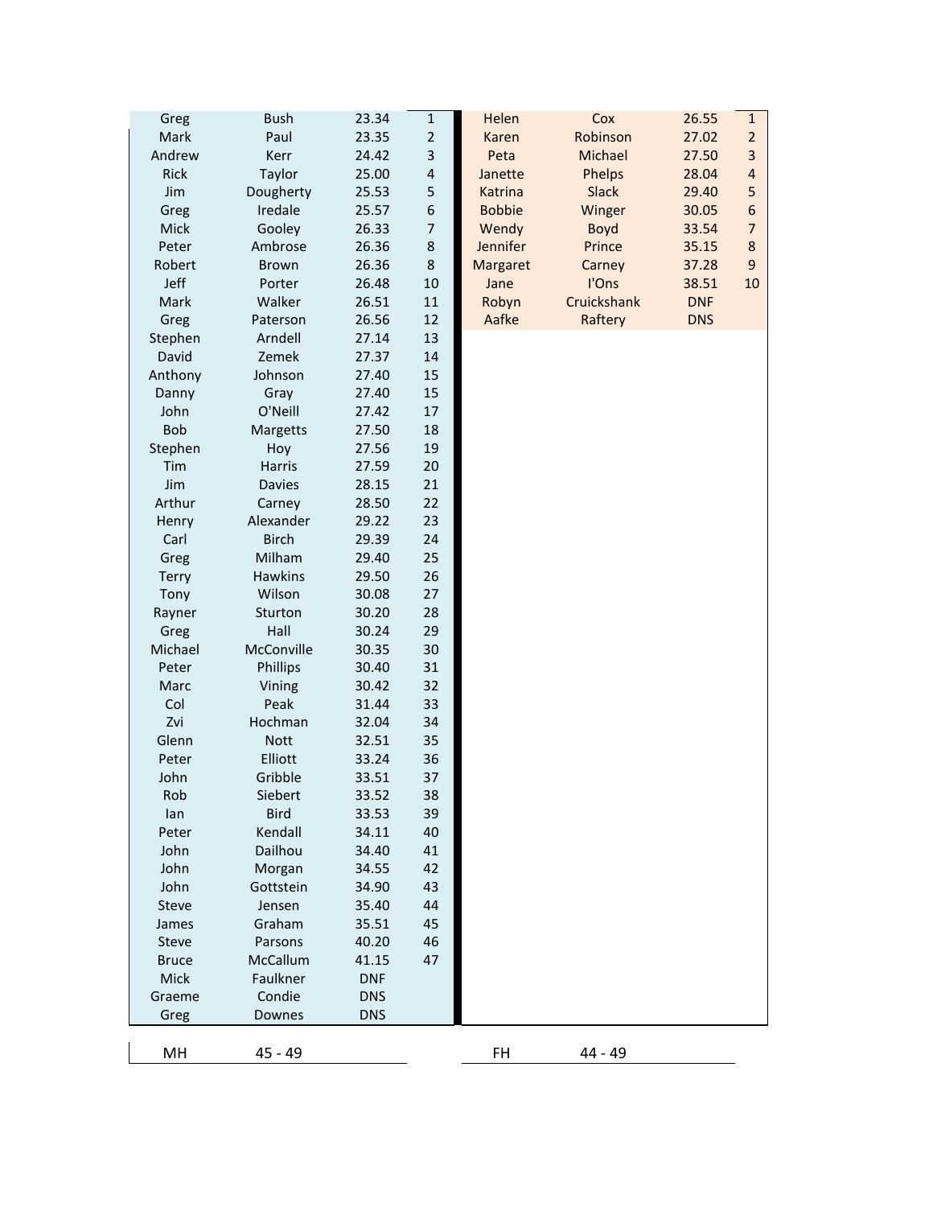| Greg | Bush | 23.34 | 1 |
| --- | --- | --- | --- |
| Mark | Paul | 23.35 | 2 |
| Andrew | Kerr | 24.42 | 3 |
| Rick | Taylor | 25.00 | 4 |
| Jim | Dougherty | 25.53 | 5 |
| Greg | Iredale | 25.57 | 6 |
| Mick | Gooley | 26.33 | 7 |
| Peter | Ambrose | 26.36 | 8 |
| Robert | Brown | 26.36 | 8 |
| Jeff | Porter | 26.48 | 10 |
| Mark | Walker | 26.51 | 11 |
| Greg | Paterson | 26.56 | 12 |
| Stephen | Arndell | 27.14 | 13 |
| David | Zemek | 27.37 | 14 |
| Anthony | Johnson | 27.40 | 15 |
| Danny | Gray | 27.40 | 15 |
| John | O'Neill | 27.42 | 17 |
| Bob | Margetts | 27.50 | 18 |
| Stephen | Hoy | 27.56 | 19 |
| Tim | Harris | 27.59 | 20 |
| Jim | Davies | 28.15 | 21 |
| Arthur | Carney | 28.50 | 22 |
| Henry | Alexander | 29.22 | 23 |
| Carl | Birch | 29.39 | 24 |
| Greg | Milham | 29.40 | 25 |
| Terry | Hawkins | 29.50 | 26 |
| Tony | Wilson | 30.08 | 27 |
| Rayner | Sturton | 30.20 | 28 |
| Greg | Hall | 30.24 | 29 |
| Michael | McConville | 30.35 | 30 |
| Peter | Phillips | 30.40 | 31 |
| Marc | Vining | 30.42 | 32 |
| Col | Peak | 31.44 | 33 |
| Zvi | Hochman | 32.04 | 34 |
| Glenn | Nott | 32.51 | 35 |
| Peter | Elliott | 33.24 | 36 |
| John | Gribble | 33.51 | 37 |
| Rob | Siebert | 33.52 | 38 |
| Ian | Bird | 33.53 | 39 |
| Peter | Kendall | 34.11 | 40 |
| John | Dailhou | 34.40 | 41 |
| John | Morgan | 34.55 | 42 |
| John | Gottstein | 34.90 | 43 |
| Steve | Jensen | 35.40 | 44 |
| James | Graham | 35.51 | 45 |
| Steve | Parsons | 40.20 | 46 |
| Bruce | McCallum | 41.15 | 47 |
| Mick | Faulkner | DNF | |
| Graeme | Condie | DNS | |
| Greg | Downes | DNS | |

MH 45 - 49

| Helen | Cox | 26.55 | 1 |
| --- | --- | --- | --- |
| Karen | Robinson | 27.02 | 2 |
| Peta | Michael | 27.50 | 3 |
| Janette | Phelps | 28.04 | 4 |
| Katrina | Slack | 29.40 | 5 |
| Bobbie | Winger | 30.05 | 6 |
| Wendy | Boyd | 33.54 | 7 |
| Jennifer | Prince | 35.15 | 8 |
| Margaret | Carney | 37.28 | 9 |
| Jane | I'Ons | 38.51 | 10 |
| Robyn | Cruickshank | DNF | |
| Aafke | Raftery | DNS | |

FH 44 - 49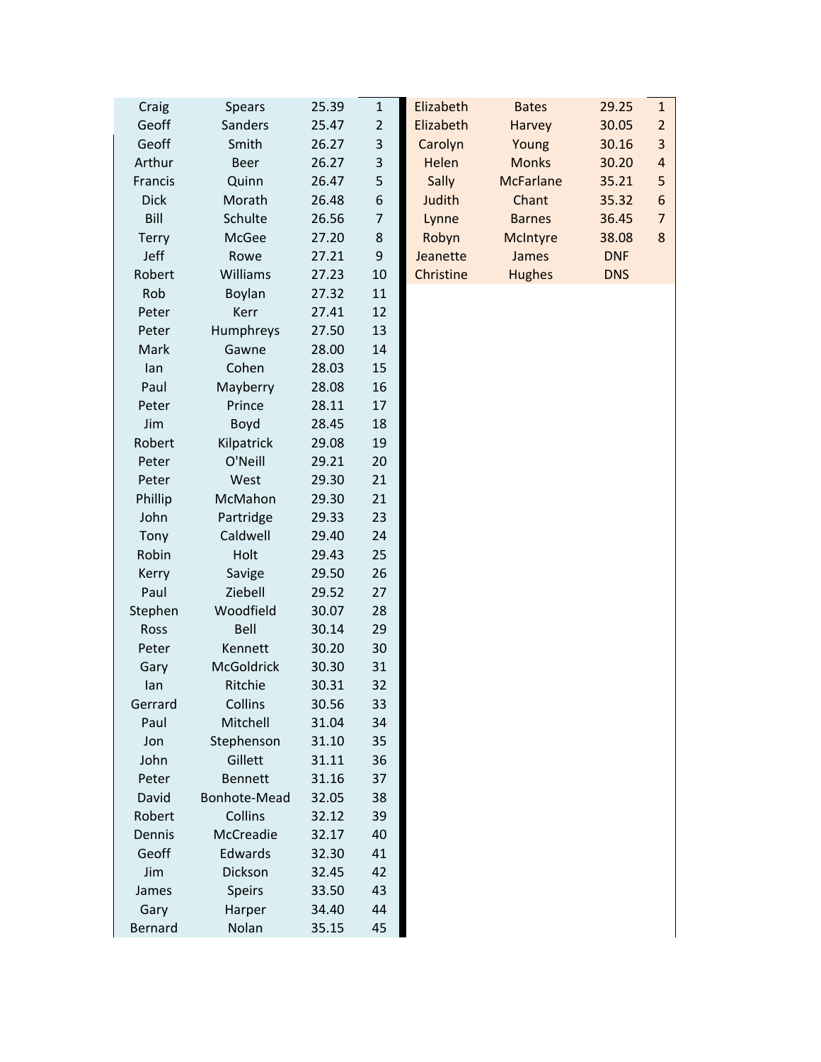| | | | |
|---|---|---|---|
| Craig | Spears | 25.39 | 1 |
| Geoff | Sanders | 25.47 | 2 |
| Geoff | Smith | 26.27 | 3 |
| Arthur | Beer | 26.27 | 3 |
| Francis | Quinn | 26.47 | 5 |
| Dick | Morath | 26.48 | 6 |
| Bill | Schulte | 26.56 | 7 |
| Terry | McGee | 27.20 | 8 |
| Jeff | Rowe | 27.21 | 9 |
| Robert | Williams | 27.23 | 10 |
| Rob | Boylan | 27.32 | 11 |
| Peter | Kerr | 27.41 | 12 |
| Peter | Humphreys | 27.50 | 13 |
| Mark | Gawne | 28.00 | 14 |
| Ian | Cohen | 28.03 | 15 |
| Paul | Mayberry | 28.08 | 16 |
| Peter | Prince | 28.11 | 17 |
| Jim | Boyd | 28.45 | 18 |
| Robert | Kilpatrick | 29.08 | 19 |
| Peter | O'Neill | 29.21 | 20 |
| Peter | West | 29.30 | 21 |
| Phillip | McMahon | 29.30 | 21 |
| John | Partridge | 29.33 | 23 |
| Tony | Caldwell | 29.40 | 24 |
| Robin | Holt | 29.43 | 25 |
| Kerry | Savige | 29.50 | 26 |
| Paul | Ziebell | 29.52 | 27 |
| Stephen | Woodfield | 30.07 | 28 |
| Ross | Bell | 30.14 | 29 |
| Peter | Kennett | 30.20 | 30 |
| Gary | McGoldrick | 30.30 | 31 |
| Ian | Ritchie | 30.31 | 32 |
| Gerrard | Collins | 30.56 | 33 |
| Paul | Mitchell | 31.04 | 34 |
| Jon | Stephenson | 31.10 | 35 |
| John | Gillett | 31.11 | 36 |
| Peter | Bennett | 31.16 | 37 |
| David | Bonhote-Mead | 32.05 | 38 |
| Robert | Collins | 32.12 | 39 |
| Dennis | McCreadie | 32.17 | 40 |
| Geoff | Edwards | 32.30 | 41 |
| Jim | Dickson | 32.45 | 42 |
| James | Speirs | 33.50 | 43 |
| Gary | Harper | 34.40 | 44 |
| Bernard | Nolan | 35.15 | 45 |

| | | | |
|---|---|---|---|
| Elizabeth | Bates | 29.25 | 1 |
| Elizabeth | Harvey | 30.05 | 2 |
| Carolyn | Young | 30.16 | 3 |
| Helen | Monks | 30.20 | 4 |
| Sally | McFarlane | 35.21 | 5 |
| Judith | Chant | 35.32 | 6 |
| Lynne | Barnes | 36.45 | 7 |
| Robyn | McIntyre | 38.08 | 8 |
| Jeanette | James | DNF | |
| Christine | Hughes | DNS | |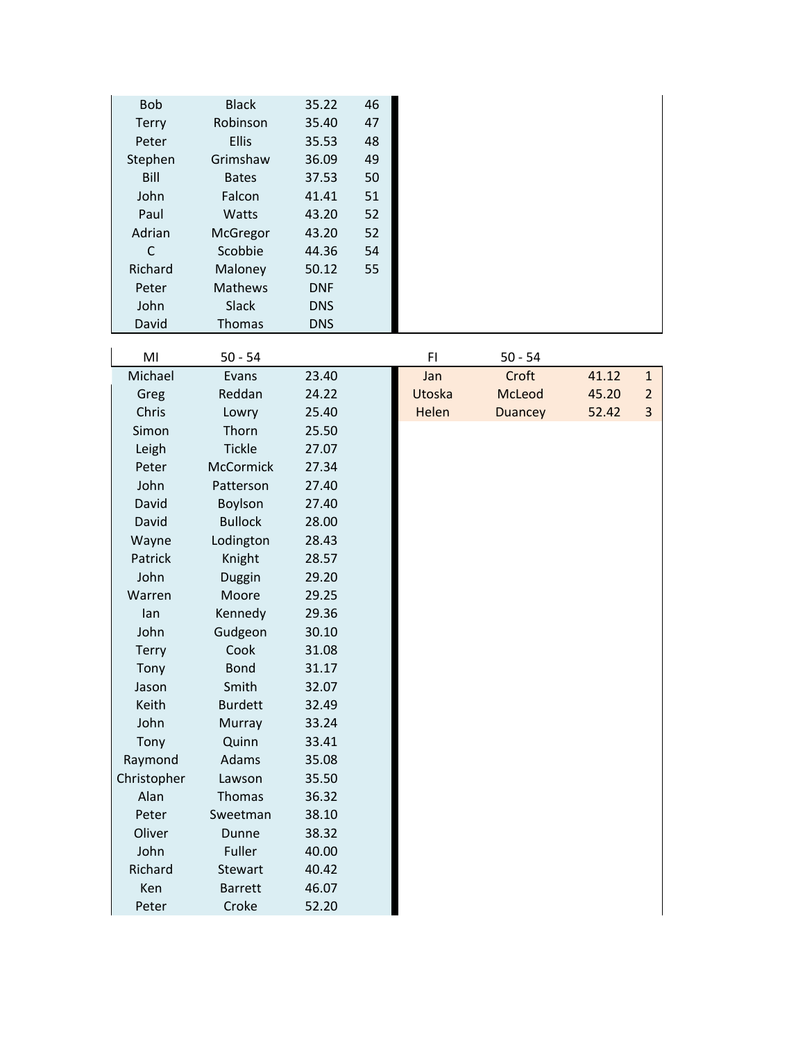| Bob | Black | 35.22 | 46 |
| --- | --- | --- | --- |
| Terry | Robinson | 35.40 | 47 |
| Peter | Ellis | 35.53 | 48 |
| Stephen | Grimshaw | 36.09 | 49 |
| Bill | Bates | 37.53 | 50 |
| John | Falcon | 41.41 | 51 |
| Paul | Watts | 43.20 | 52 |
| Adrian | McGregor | 43.20 | 52 |
| C | Scobbie | 44.36 | 54 |
| Richard | Maloney | 50.12 | 55 |
| Peter | Mathews | DNF | |
| John | Slack | DNS | |
| David | Thomas | DNS | |

| MI | 50 - 54 | | |
| --- | --- | --- | --- |
| Michael | Evans | 23.40 | |
| Greg | Reddan | 24.22 | |
| Chris | Lowry | 25.40 | |
| Simon | Thorn | 25.50 | |
| Leigh | Tickle | 27.07 | |
| Peter | McCormick | 27.34 | |
| John | Patterson | 27.40 | |
| David | Boylson | 27.40 | |
| David | Bullock | 28.00 | |
| Wayne | Lodington | 28.43 | |
| Patrick | Knight | 28.57 | |
| John | Duggin | 29.20 | |
| Warren | Moore | 29.25 | |
| Ian | Kennedy | 29.36 | |
| John | Gudgeon | 30.10 | |
| Terry | Cook | 31.08 | |
| Tony | Bond | 31.17 | |
| Jason | Smith | 32.07 | |
| Keith | Burdett | 32.49 | |
| John | Murray | 33.24 | |
| Tony | Quinn | 33.41 | |
| Raymond | Adams | 35.08 | |
| Christopher | Lawson | 35.50 | |
| Alan | Thomas | 36.32 | |
| Peter | Sweetman | 38.10 | |
| Oliver | Dunne | 38.32 | |
| John | Fuller | 40.00 | |
| Richard | Stewart | 40.42 | |
| Ken | Barrett | 46.07 | |
| Peter | Croke | 52.20 | |

| FI | 50 - 54 | | |
| --- | --- | --- | --- |
| Jan | Croft | 41.12 | 1 |
| Utoska | McLeod | 45.20 | 2 |
| Helen | Duancey | 52.42 | 3 |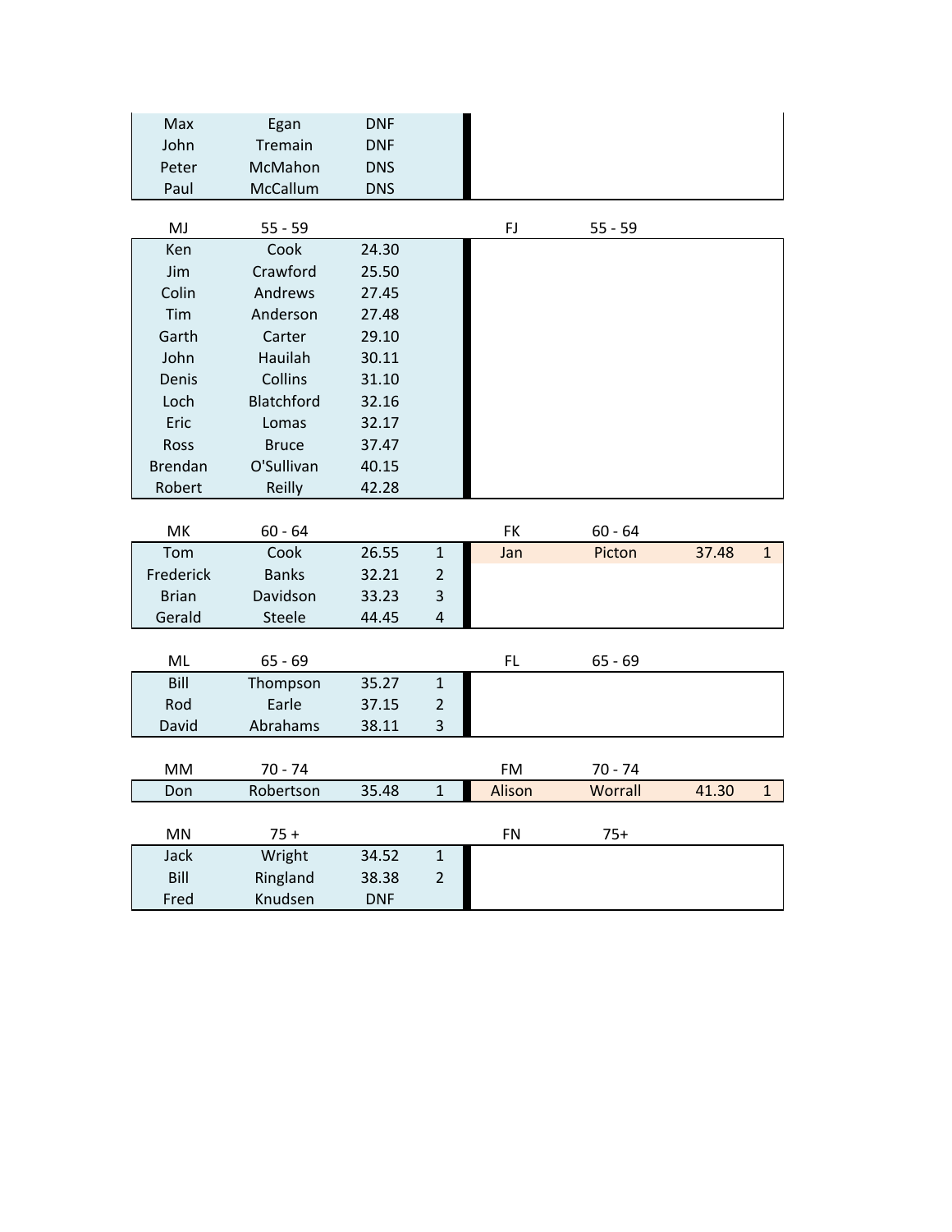| | | | | | | | |
|---|---|---|---|---|---|---|---|
| Max | Egan | DNF | | | | | |
| John | Tremain | DNF | | | | | |
| Peter | McMahon | DNS | | | | | |
| Paul | McCallum | DNS | | | | | |

| MJ | 55 - 59 | | | FJ | 55 - 59 | | |
|---|---|---|---|---|---|---|---|
| Ken | Cook | 24.30 | | | | | |
| Jim | Crawford | 25.50 | | | | | |
| Colin | Andrews | 27.45 | | | | | |
| Tim | Anderson | 27.48 | | | | | |
| Garth | Carter | 29.10 | | | | | |
| John | Hauilah | 30.11 | | | | | |
| Denis | Collins | 31.10 | | | | | |
| Loch | Blatchford | 32.16 | | | | | |
| Eric | Lomas | 32.17 | | | | | |
| Ross | Bruce | 37.47 | | | | | |
| Brendan | O'Sullivan | 40.15 | | | | | |
| Robert | Reilly | 42.28 | | | | | |

| MK | 60 - 64 | | | FK | 60 - 64 | | |
|---|---|---|---|---|---|---|---|
| Tom | Cook | 26.55 | 1 | Jan | Picton | 37.48 | 1 |
| Frederick | Banks | 32.21 | 2 | | | | |
| Brian | Davidson | 33.23 | 3 | | | | |
| Gerald | Steele | 44.45 | 4 | | | | |

| ML | 65 - 69 | | | FL | 65 - 69 | | |
|---|---|---|---|---|---|---|---|
| Bill | Thompson | 35.27 | 1 | | | | |
| Rod | Earle | 37.15 | 2 | | | | |
| David | Abrahams | 38.11 | 3 | | | | |

| MM | 70 - 74 | | | FM | 70 - 74 | | |
|---|---|---|---|---|---|---|---|
| Don | Robertson | 35.48 | 1 | Alison | Worrall | 41.30 | 1 |

| MN | 75 + | | | FN | 75+ | | |
|---|---|---|---|---|---|---|---|
| Jack | Wright | 34.52 | 1 | | | | |
| Bill | Ringland | 38.38 | 2 | | | | |
| Fred | Knudsen | DNF | | | | | |